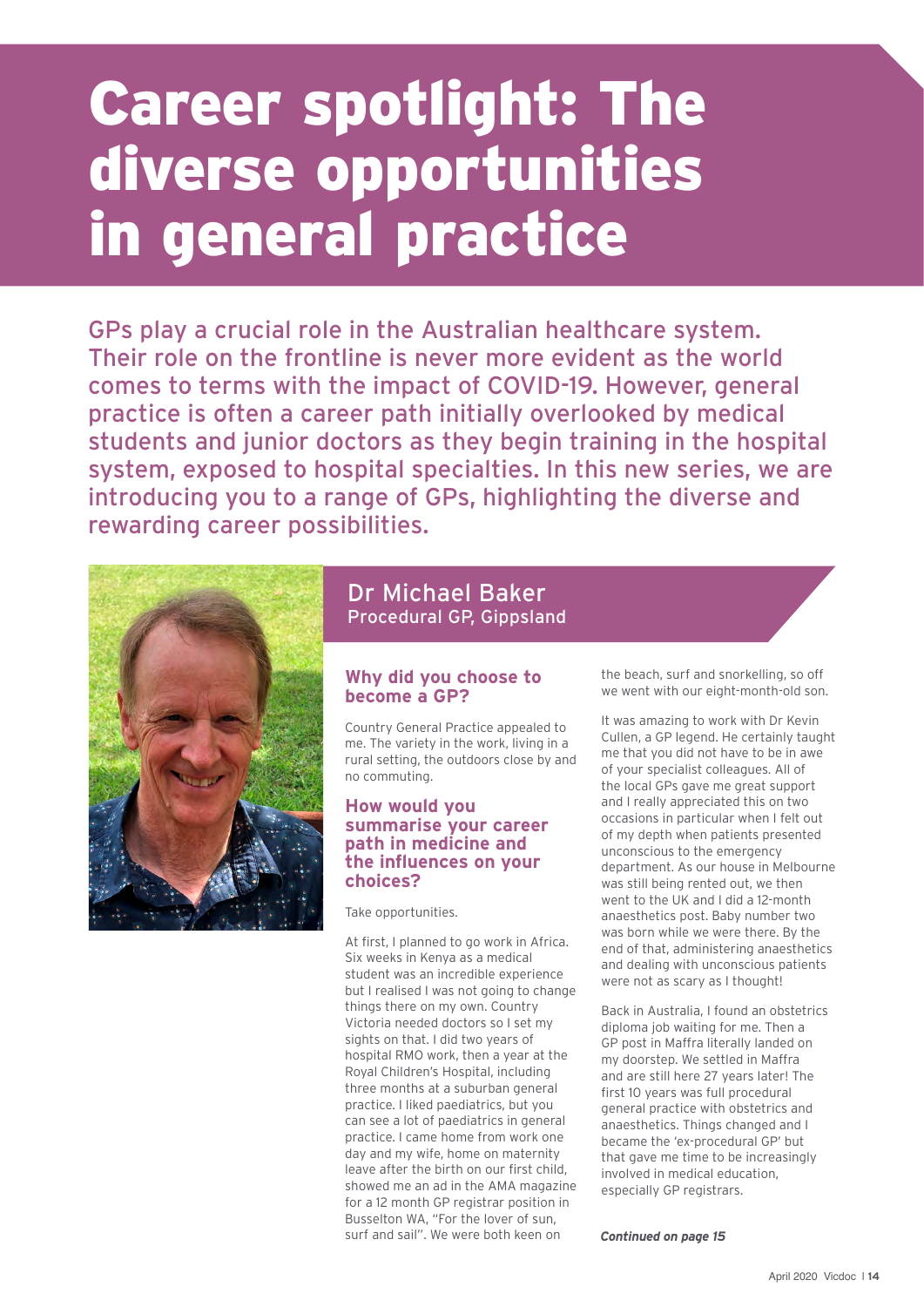# Career spotlight: The diverse opportunities in general practice

GPs play a crucial role in the Australian healthcare system. Their role on the frontline is never more evident as the world comes to terms with the impact of COVID-19. However, general practice is often a career path initially overlooked by medical students and junior doctors as they begin training in the hospital system, exposed to hospital specialties. In this new series, we are introducing you to a range of GPs, highlighting the diverse and rewarding career possibilities.

## Dr Michael Baker

Procedural GP, Gippsland

### Why did you choose to become a GP?

Country General Practice appealed to me. The variety in the work, living in a rural setting, the outdoors close by and no commuting.

### How would you summarise your career path in medicine and the influences on your choices?

Take opportunities.

At first, I planned to go work in Africa. Six weeks in Kenya as a medical student was an incredible experience but I realised I was not going to change things there on my own. Country Victoria needed doctors so I set my sights on that. I did two years of hospital RMO work, then a year at the Royal Children's Hospital, including three months at a suburban general practice. I liked paediatrics, but you can see a lot of paediatrics in general practice. I came home from work one day and my wife, home on maternity leave after the birth on our first child, showed me an ad in the AMA magazine for a 12 month GP registrar position in Busselton WA, "For the lover of sun, surf and sail". We were both keen on the beach, surf and snorkelling, so off we went with our eight-month-old son.

It was amazing to work with Dr Kevin Cullen, a GP legend. He certainly taught me that you did not have to be in awe of your specialist colleagues. All of the local GPs gave me great support and I really appreciated this on two occasions in particular when I felt out of my depth when patients presented unconscious to the emergency department. As our house in Melbourne was still being rented out, we then went to the UK and I did a 12-month anaesthetics post. Baby number two was born while we were there. By the end of that, administering anaesthetics and dealing with unconscious patients were not as scary as I thought!

Back in Australia, I found an obstetrics diploma job waiting for me. Then a GP post in Maffra literally landed on my doorstep. We settled in Maffra and are still here 27 years later! The first 10 years was full procedural general practice with obstetrics and anaesthetics. Things changed and I became the 'ex-procedural GP' but that gave me time to be increasingly involved in medical education, especially GP registrars.

***Continued on page 15***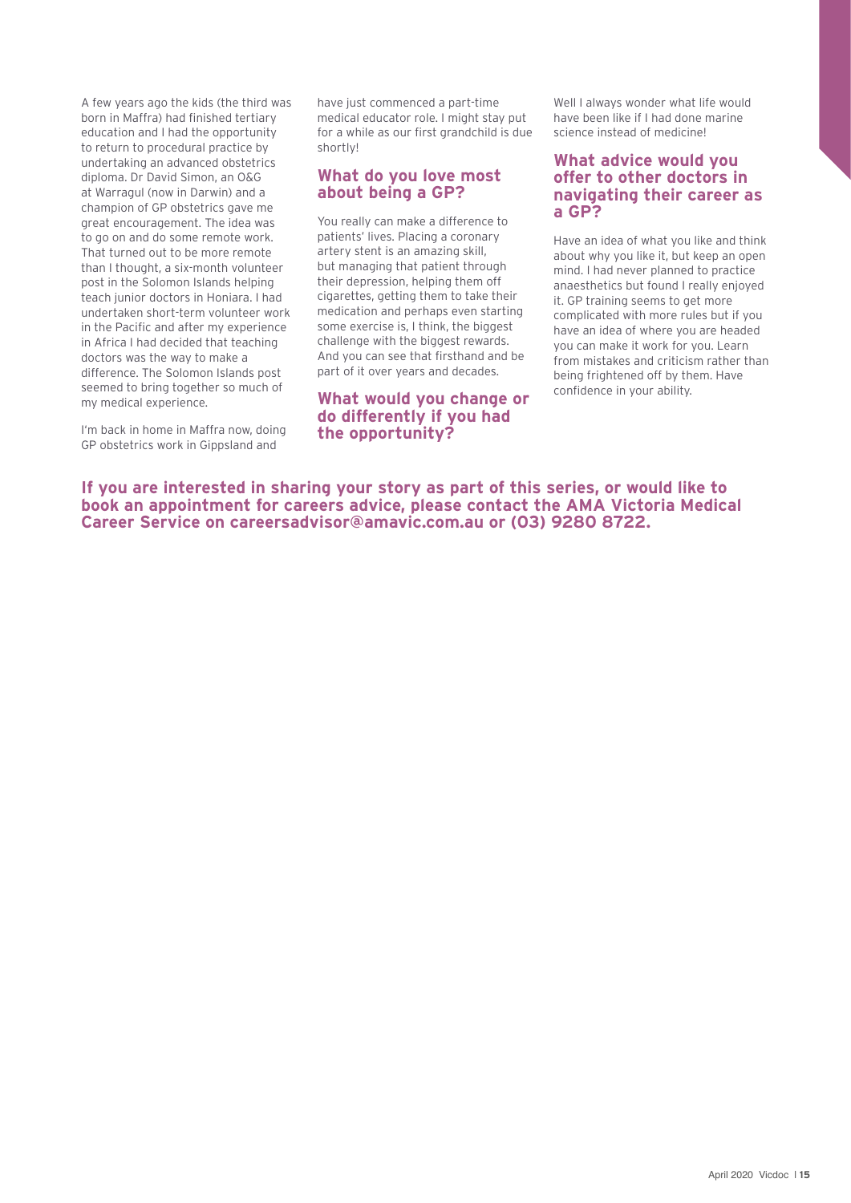A few years ago the kids (the third was born in Maffra) had finished tertiary education and I had the opportunity to return to procedural practice by undertaking an advanced obstetrics diploma. Dr David Simon, an O&G at Warragul (now in Darwin) and a champion of GP obstetrics gave me great encouragement. The idea was to go on and do some remote work. That turned out to be more remote than I thought, a six-month volunteer post in the Solomon Islands helping teach junior doctors in Honiara. I had undertaken short-term volunteer work in the Pacific and after my experience in Africa I had decided that teaching doctors was the way to make a difference. The Solomon Islands post seemed to bring together so much of my medical experience.

I'm back in home in Maffra now, doing GP obstetrics work in Gippsland and have just commenced a part-time medical educator role. I might stay put for a while as our first grandchild is due shortly!

## What do you love most about being a GP?

You really can make a difference to patients' lives. Placing a coronary artery stent is an amazing skill, but managing that patient through their depression, helping them off cigarettes, getting them to take their medication and perhaps even starting some exercise is, I think, the biggest challenge with the biggest rewards. And you can see that firsthand and be part of it over years and decades.

## What would you change or do differently if you had the opportunity?

Well I always wonder what life would have been like if I had done marine science instead of medicine!

## What advice would you offer to other doctors in navigating their career as a GP?

Have an idea of what you like and think about why you like it, but keep an open mind. I had never planned to practice anaesthetics but found I really enjoyed it. GP training seems to get more complicated with more rules but if you have an idea of where you are headed you can make it work for you. Learn from mistakes and criticism rather than being frightened off by them. Have confidence in your ability.

**If you are interested in sharing your story as part of this series, or would like to book an appointment for careers advice, please contact the AMA Victoria Medical Career Service on careersadvisor@amavic.com.au or (03) 9280 8722.**